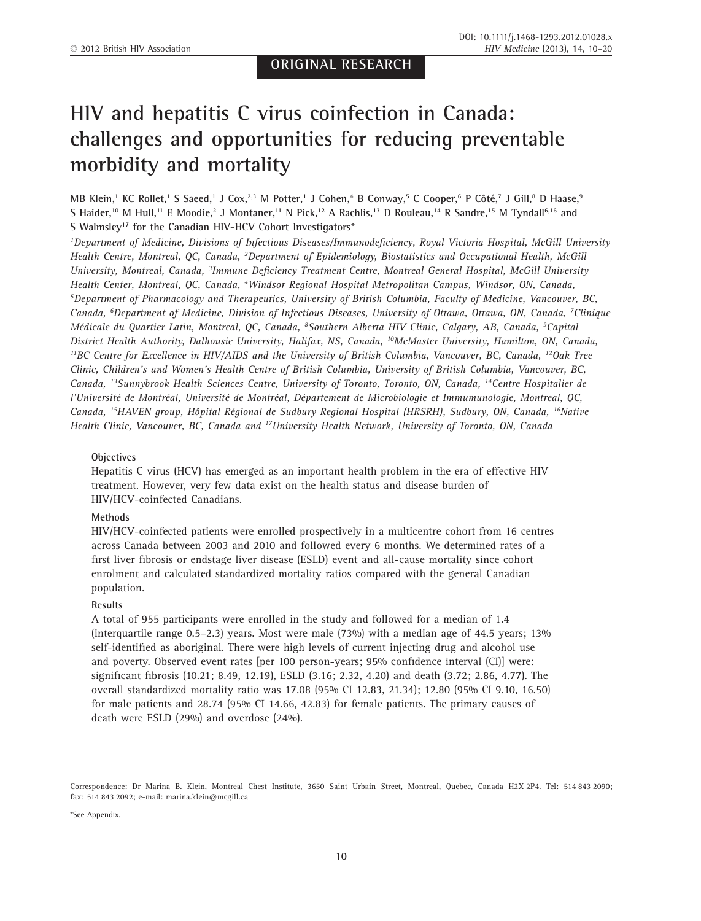ORIGINAL RESEARCH

# HIV and hepatitis C virus coinfection in Canada: challenges and opportunities for reducing preventable morbidity and mortality

MB Klein,[1] KC Rollet,[1] S Saeed,[1] J Cox,[2,3] M Potter,[1] J Cohen,[4] B Conway,[5] C Cooper,[6] P Côté,[7] J Gill,[8] D Haase,[9] S Haider,[10] M Hull,[11] E Moodie,[2] J Montaner,[11] N Pick,[12] A Rachlis,[13] D Rouleau,[14] R Sandre,[15] M Tyndall[6,16] and S Walmsley[17] for the Canadian HIV-HCV Cohort Investigators*

*[1]Department of Medicine, Divisions of Infectious Diseases/Immunodeficiency, Royal Victoria Hospital, McGill University Health Centre, Montreal, QC, Canada, [2]Department of Epidemiology, Biostatistics and Occupational Health, McGill University, Montreal, Canada, [3]Immune Deficiency Treatment Centre, Montreal General Hospital, McGill University Health Center, Montreal, QC, Canada, [4]Windsor Regional Hospital Metropolitan Campus, Windsor, ON, Canada, [5]Department of Pharmacology and Therapeutics, University of British Columbia, Faculty of Medicine, Vancouver, BC, Canada, [6]Department of Medicine, Division of Infectious Diseases, University of Ottawa, Ottawa, ON, Canada, [7]Clinique Médicale du Quartier Latin, Montreal, QC, Canada, [8]Southern Alberta HIV Clinic, Calgary, AB, Canada, [9]Capital District Health Authority, Dalhousie University, Halifax, NS, Canada, [10]McMaster University, Hamilton, ON, Canada, [11]BC Centre for Excellence in HIV/AIDS and the University of British Columbia, Vancouver, BC, Canada, [12]Oak Tree Clinic, Children's and Women's Health Centre of British Columbia, University of British Columbia, Vancouver, BC, Canada, [13]Sunnybrook Health Sciences Centre, University of Toronto, Toronto, ON, Canada, [14]Centre Hospitalier de l'Université de Montréal, Université de Montréal, Département de Microbiologie et Immumunologie, Montreal, QC, Canada, [15]HAVEN group, Hôpital Régional de Sudbury Regional Hospital (HRSRH), Sudbury, ON, Canada, [16]Native Health Clinic, Vancouver, BC, Canada and [17]University Health Network, University of Toronto, ON, Canada*

### Objectives

Hepatitis C virus (HCV) has emerged as an important health problem in the era of effective HIV treatment. However, very few data exist on the health status and disease burden of HIV/HCV-coinfected Canadians.

### Methods

HIV/HCV-coinfected patients were enrolled prospectively in a multicentre cohort from 16 centres across Canada between 2003 and 2010 and followed every 6 months. We determined rates of a first liver fibrosis or endstage liver disease (ESLD) event and all-cause mortality since cohort enrolment and calculated standardized mortality ratios compared with the general Canadian population.

### Results

A total of 955 participants were enrolled in the study and followed for a median of 1.4 (interquartile range 0.5–2.3) years. Most were male (73%) with a median age of 44.5 years; 13% self-identified as aboriginal. There were high levels of current injecting drug and alcohol use and poverty. Observed event rates [per 100 person-years; 95% confidence interval (CI)] were: significant fibrosis (10.21; 8.49, 12.19), ESLD (3.16; 2.32, 4.20) and death (3.72; 2.86, 4.77). The overall standardized mortality ratio was 17.08 (95% CI 12.83, 21.34); 12.80 (95% CI 9.10, 16.50) for male patients and 28.74 (95% CI 14.66, 42.83) for female patients. The primary causes of death were ESLD (29%) and overdose (24%).

Correspondence: Dr Marina B. Klein, Montreal Chest Institute, 3650 Saint Urbain Street, Montreal, Quebec, Canada H2X 2P4. Tel: 514 843 2090; fax: 514 843 2092; e-mail: marina.klein@mcgill.ca

*See Appendix.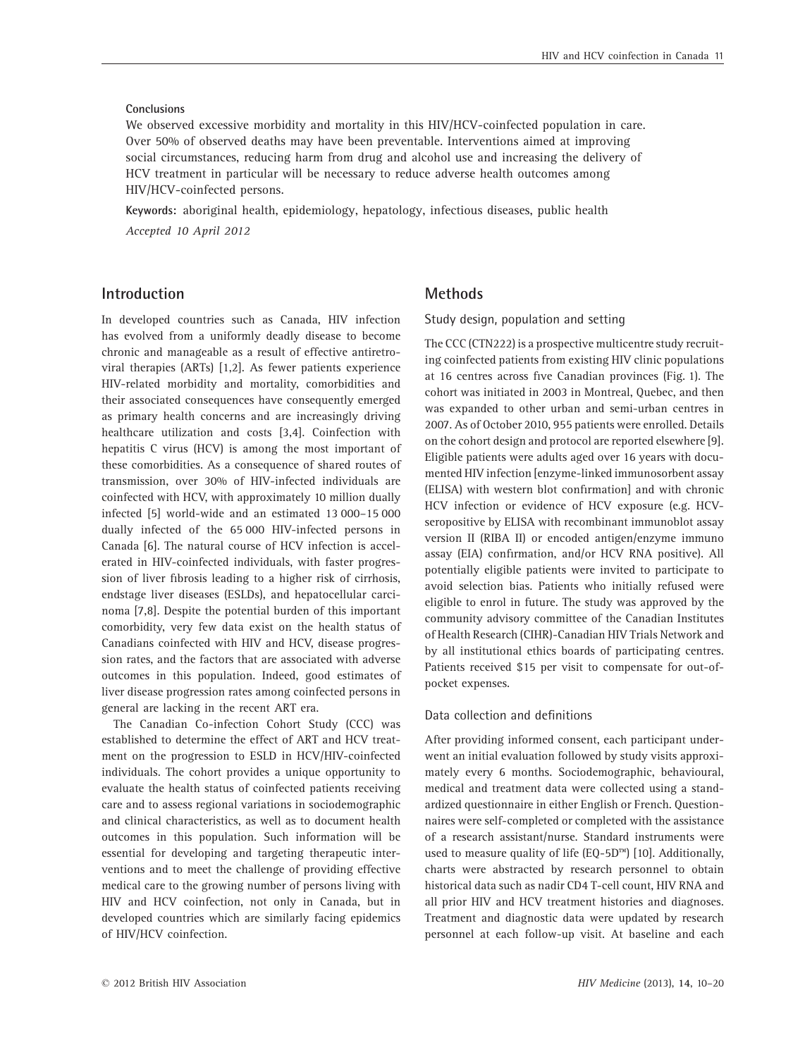**Conclusions**

We observed excessive morbidity and mortality in this HIV/HCV-coinfected population in care. Over 50% of observed deaths may have been preventable. Interventions aimed at improving social circumstances, reducing harm from drug and alcohol use and increasing the delivery of HCV treatment in particular will be necessary to reduce adverse health outcomes among HIV/HCV-coinfected persons.

**Keywords:** aboriginal health, epidemiology, hepatology, infectious diseases, public health

*Accepted 10 April 2012*

## Introduction

In developed countries such as Canada, HIV infection has evolved from a uniformly deadly disease to become chronic and manageable as a result of effective antiretroviral therapies (ARTs) [1,2]. As fewer patients experience HIV-related morbidity and mortality, comorbidities and their associated consequences have consequently emerged as primary health concerns and are increasingly driving healthcare utilization and costs [3,4]. Coinfection with hepatitis C virus (HCV) is among the most important of these comorbidities. As a consequence of shared routes of transmission, over 30% of HIV-infected individuals are coinfected with HCV, with approximately 10 million dually infected [5] world-wide and an estimated 13 000–15 000 dually infected of the 65 000 HIV-infected persons in Canada [6]. The natural course of HCV infection is accelerated in HIV-coinfected individuals, with faster progression of liver fibrosis leading to a higher risk of cirrhosis, endstage liver diseases (ESLDs), and hepatocellular carcinoma [7,8]. Despite the potential burden of this important comorbidity, very few data exist on the health status of Canadians coinfected with HIV and HCV, disease progression rates, and the factors that are associated with adverse outcomes in this population. Indeed, good estimates of liver disease progression rates among coinfected persons in general are lacking in the recent ART era.

The Canadian Co-infection Cohort Study (CCC) was established to determine the effect of ART and HCV treatment on the progression to ESLD in HCV/HIV-coinfected individuals. The cohort provides a unique opportunity to evaluate the health status of coinfected patients receiving care and to assess regional variations in sociodemographic and clinical characteristics, as well as to document health outcomes in this population. Such information will be essential for developing and targeting therapeutic interventions and to meet the challenge of providing effective medical care to the growing number of persons living with HIV and HCV coinfection, not only in Canada, but in developed countries which are similarly facing epidemics of HIV/HCV coinfection.

## Methods

### Study design, population and setting

The CCC (CTN222) is a prospective multicentre study recruiting coinfected patients from existing HIV clinic populations at 16 centres across five Canadian provinces (Fig. 1). The cohort was initiated in 2003 in Montreal, Quebec, and then was expanded to other urban and semi-urban centres in 2007. As of October 2010, 955 patients were enrolled. Details on the cohort design and protocol are reported elsewhere [9]. Eligible patients were adults aged over 16 years with documented HIV infection [enzyme-linked immunosorbent assay (ELISA) with western blot confirmation] and with chronic HCV infection or evidence of HCV exposure (e.g. HCV-seropositive by ELISA with recombinant immunoblot assay version II (RIBA II) or encoded antigen/enzyme immuno assay (EIA) confirmation, and/or HCV RNA positive). All potentially eligible patients were invited to participate to avoid selection bias. Patients who initially refused were eligible to enrol in future. The study was approved by the community advisory committee of the Canadian Institutes of Health Research (CIHR)-Canadian HIV Trials Network and by all institutional ethics boards of participating centres. Patients received $15 per visit to compensate for out-of-pocket expenses.

### Data collection and definitions

After providing informed consent, each participant underwent an initial evaluation followed by study visits approximately every 6 months. Sociodemographic, behavioural, medical and treatment data were collected using a standardized questionnaire in either English or French. Questionnaires were self-completed or completed with the assistance of a research assistant/nurse. Standard instruments were used to measure quality of life (EQ-5D™) [10]. Additionally, charts were abstracted by research personnel to obtain historical data such as nadir CD4 T-cell count, HIV RNA and all prior HIV and HCV treatment histories and diagnoses. Treatment and diagnostic data were updated by research personnel at each follow-up visit. At baseline and each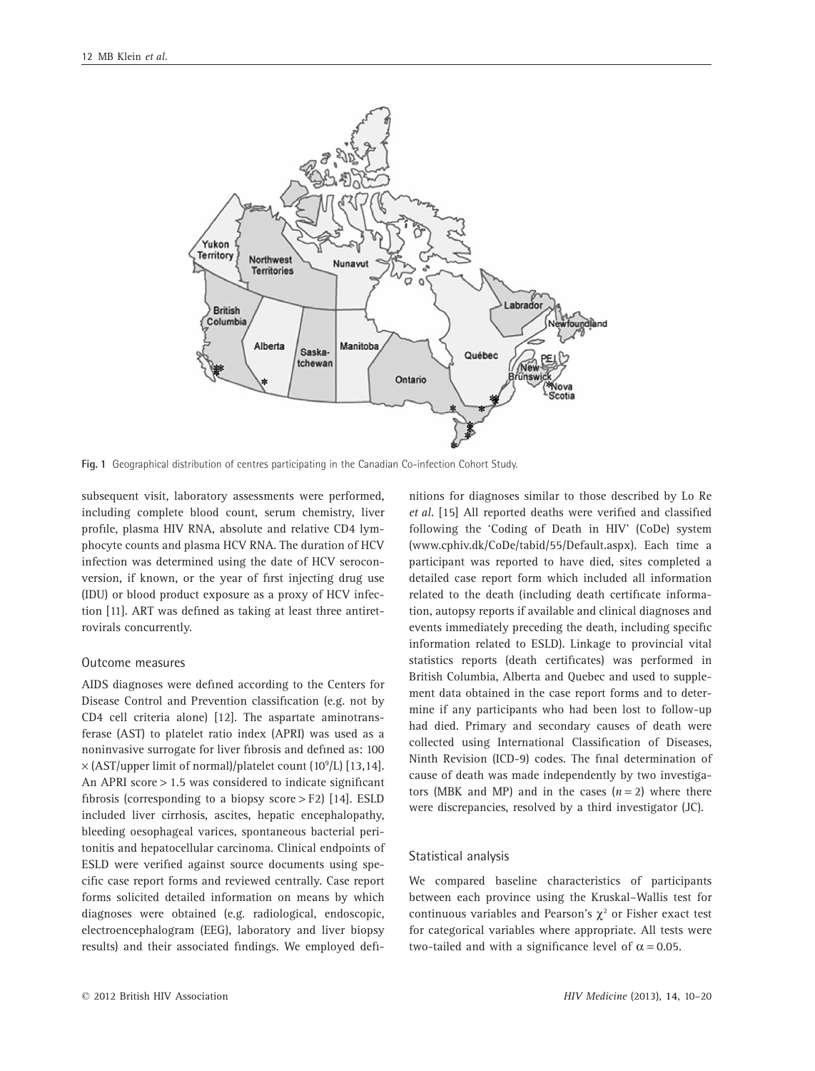Fig. 1 Geographical distribution of centres participating in the Canadian Co-infection Cohort Study.

subsequent visit, laboratory assessments were performed, including complete blood count, serum chemistry, liver profile, plasma HIV RNA, absolute and relative CD4 lymphocyte counts and plasma HCV RNA. The duration of HCV infection was determined using the date of HCV seroconversion, if known, or the year of first injecting drug use (IDU) or blood product exposure as a proxy of HCV infection [11]. ART was defined as taking at least three antiretrovirals concurrently.

### Outcome measures

AIDS diagnoses were defined according to the Centers for Disease Control and Prevention classification (e.g. not by CD4 cell criteria alone) [12]. The aspartate aminotransferase (AST) to platelet ratio index (APRI) was used as a noninvasive surrogate for liver fibrosis and defined as: 100 $\times$ (AST/upper limit of normal)/platelet count ($10^9$/L) [13,14]. An APRI score > 1.5 was considered to indicate significant fibrosis (corresponding to a biopsy score > F2) [14]. ESLD included liver cirrhosis, ascites, hepatic encephalopathy, bleeding oesophageal varices, spontaneous bacterial peritonitis and hepatocellular carcinoma. Clinical endpoints of ESLD were verified against source documents using specific case report forms and reviewed centrally. Case report forms solicited detailed information on means by which diagnoses were obtained (e.g. radiological, endoscopic, electroencephalogram (EEG), laboratory and liver biopsy results) and their associated findings. We employed definitions for diagnoses similar to those described by Lo Re *et al.* [15] All reported deaths were verified and classified following the 'Coding of Death in HIV' (CoDe) system (www.cphiv.dk/CoDe/tabid/55/Default.aspx). Each time a participant was reported to have died, sites completed a detailed case report form which included all information related to the death (including death certificate information, autopsy reports if available and clinical diagnoses and events immediately preceding the death, including specific information related to ESLD). Linkage to provincial vital statistics reports (death certificates) was performed in British Columbia, Alberta and Quebec and used to supplement data obtained in the case report forms and to determine if any participants who had been lost to follow-up had died. Primary and secondary causes of death were collected using International Classification of Diseases, Ninth Revision (ICD-9) codes. The final determination of cause of death was made independently by two investigators (MBK and MP) and in the cases ($n = 2$) where there were discrepancies, resolved by a third investigator (JC).

### Statistical analysis

We compared baseline characteristics of participants between each province using the Kruskal–Wallis test for continuous variables and Pearson's $\chi^2$ or Fisher exact test for categorical variables where appropriate. All tests were two-tailed and with a significance level of $\alpha = 0.05$.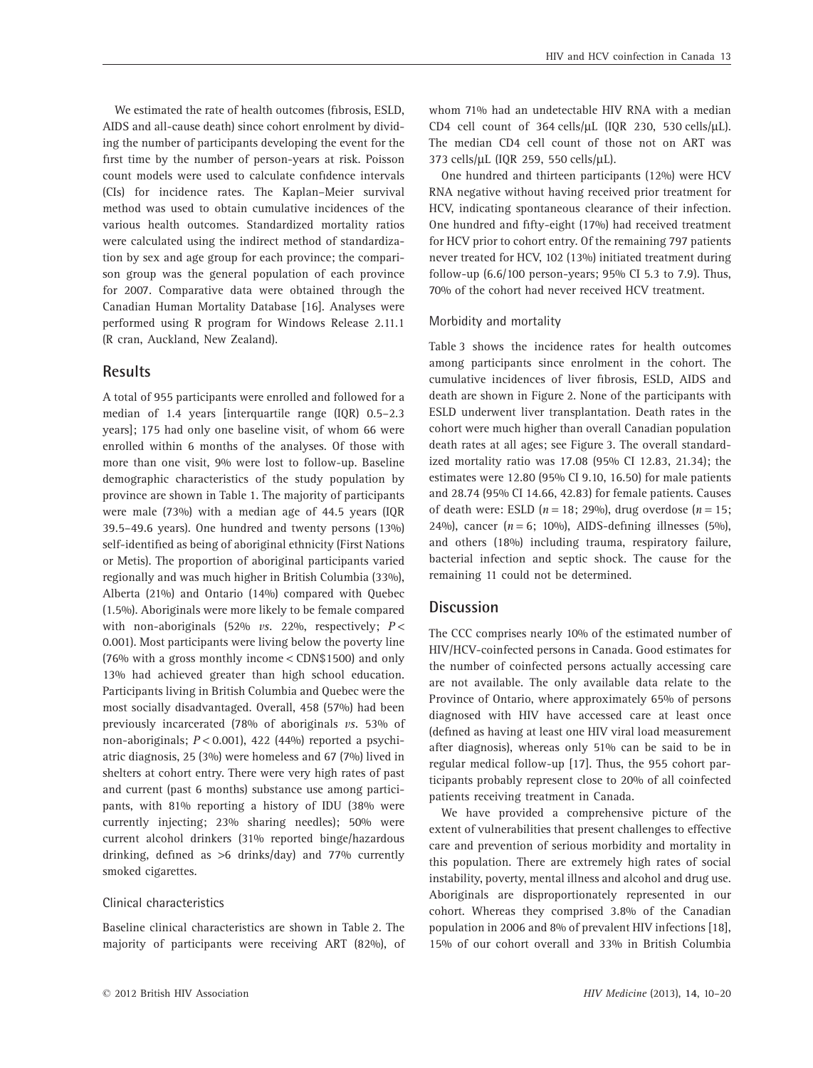We estimated the rate of health outcomes (fibrosis, ESLD, AIDS and all-cause death) since cohort enrolment by dividing the number of participants developing the event for the first time by the number of person-years at risk. Poisson count models were used to calculate confidence intervals (CIs) for incidence rates. The Kaplan–Meier survival method was used to obtain cumulative incidences of the various health outcomes. Standardized mortality ratios were calculated using the indirect method of standardization by sex and age group for each province; the comparison group was the general population of each province for 2007. Comparative data were obtained through the Canadian Human Mortality Database [16]. Analyses were performed using R program for Windows Release 2.11.1 (R cran, Auckland, New Zealand).

## Results

A total of 955 participants were enrolled and followed for a median of 1.4 years [interquartile range (IQR) 0.5–2.3 years]; 175 had only one baseline visit, of whom 66 were enrolled within 6 months of the analyses. Of those with more than one visit, 9% were lost to follow-up. Baseline demographic characteristics of the study population by province are shown in Table 1. The majority of participants were male (73%) with a median age of 44.5 years (IQR 39.5–49.6 years). One hundred and twenty persons (13%) self-identified as being of aboriginal ethnicity (First Nations or Metis). The proportion of aboriginal participants varied regionally and was much higher in British Columbia (33%), Alberta (21%) and Ontario (14%) compared with Quebec (1.5%). Aboriginals were more likely to be female compared with non-aboriginals (52% *vs.* 22%, respectively; $P < 0.001$). Most participants were living below the poverty line (76% with a gross monthly income < CDN$1500) and only 13% had achieved greater than high school education. Participants living in British Columbia and Quebec were the most socially disadvantaged. Overall, 458 (57%) had been previously incarcerated (78% of aboriginals *vs.* 53% of non-aboriginals; $P < 0.001$), 422 (44%) reported a psychiatric diagnosis, 25 (3%) were homeless and 67 (7%) lived in shelters at cohort entry. There were very high rates of past and current (past 6 months) substance use among participants, with 81% reporting a history of IDU (38% were currently injecting; 23% sharing needles); 50% were current alcohol drinkers (31% reported binge/hazardous drinking, defined as >6 drinks/day) and 77% currently smoked cigarettes.

### Clinical characteristics

Baseline clinical characteristics are shown in Table 2. The majority of participants were receiving ART (82%), of whom 71% had an undetectable HIV RNA with a median CD4 cell count of 364 cells/μL (IQR 230, 530 cells/μL). The median CD4 cell count of those not on ART was 373 cells/μL (IQR 259, 550 cells/μL).

One hundred and thirteen participants (12%) were HCV RNA negative without having received prior treatment for HCV, indicating spontaneous clearance of their infection. One hundred and fifty-eight (17%) had received treatment for HCV prior to cohort entry. Of the remaining 797 patients never treated for HCV, 102 (13%) initiated treatment during follow-up (6.6/100 person-years; 95% CI 5.3 to 7.9). Thus, 70% of the cohort had never received HCV treatment.

### Morbidity and mortality

Table 3 shows the incidence rates for health outcomes among participants since enrolment in the cohort. The cumulative incidences of liver fibrosis, ESLD, AIDS and death are shown in Figure 2. None of the participants with ESLD underwent liver transplantation. Death rates in the cohort were much higher than overall Canadian population death rates at all ages; see Figure 3. The overall standardized mortality ratio was 17.08 (95% CI 12.83, 21.34); the estimates were 12.80 (95% CI 9.10, 16.50) for male patients and 28.74 (95% CI 14.66, 42.83) for female patients. Causes of death were: ESLD ($n = 18$; 29%), drug overdose ($n = 15$; 24%), cancer ($n = 6$; 10%), AIDS-defining illnesses (5%), and others (18%) including trauma, respiratory failure, bacterial infection and septic shock. The cause for the remaining 11 could not be determined.

## Discussion

The CCC comprises nearly 10% of the estimated number of HIV/HCV-coinfected persons in Canada. Good estimates for the number of coinfected persons actually accessing care are not available. The only available data relate to the Province of Ontario, where approximately 65% of persons diagnosed with HIV have accessed care at least once (defined as having at least one HIV viral load measurement after diagnosis), whereas only 51% can be said to be in regular medical follow-up [17]. Thus, the 955 cohort participants probably represent close to 20% of all coinfected patients receiving treatment in Canada.

We have provided a comprehensive picture of the extent of vulnerabilities that present challenges to effective care and prevention of serious morbidity and mortality in this population. There are extremely high rates of social instability, poverty, mental illness and alcohol and drug use. Aboriginals are disproportionately represented in our cohort. Whereas they comprised 3.8% of the Canadian population in 2006 and 8% of prevalent HIV infections [18], 15% of our cohort overall and 33% in British Columbia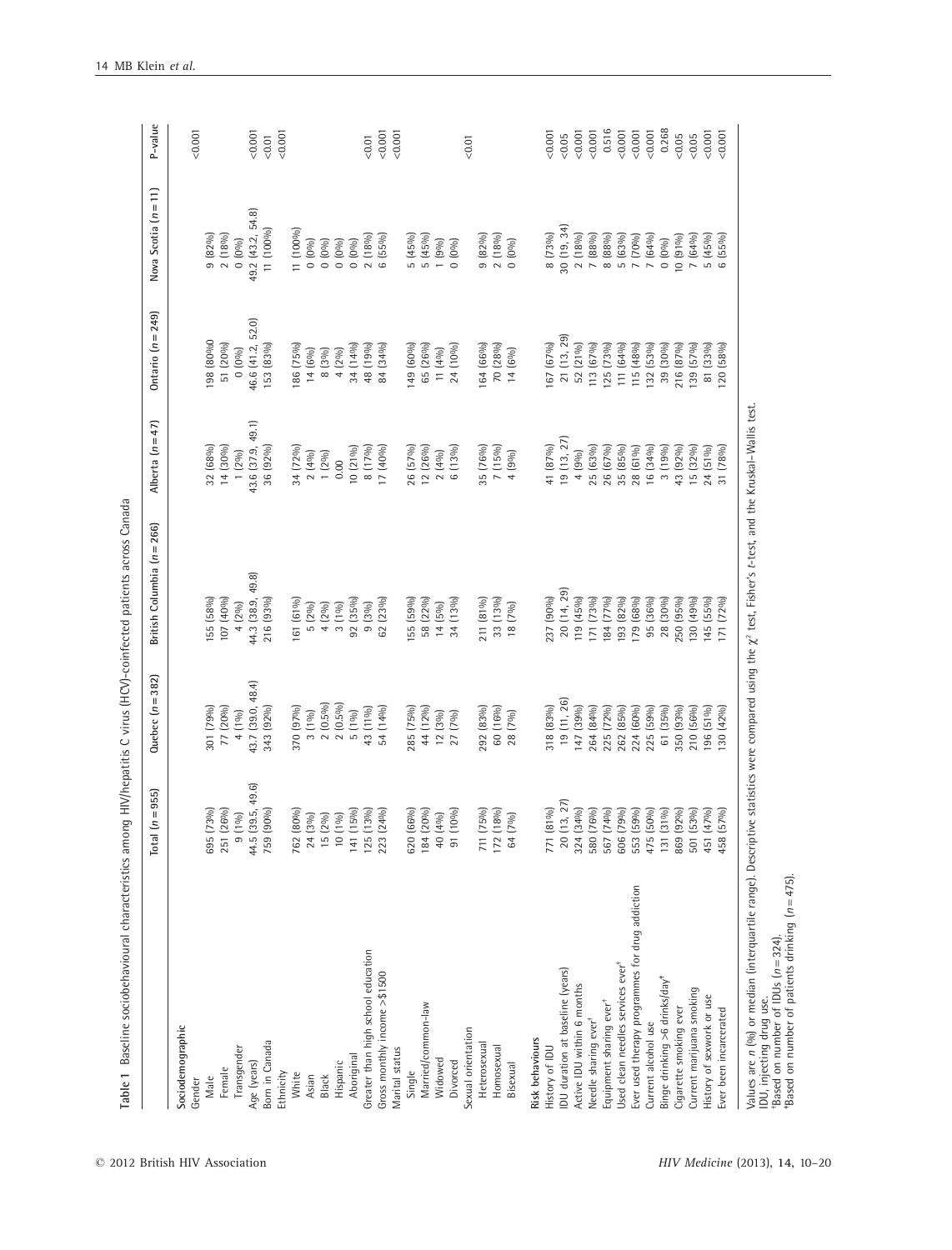**Table 1** Baseline sociobehavioural characteristics among HIV/hepatitis C virus (HCV)-coinfected patients across Canada

| | Total (n = 955) | Quebec (n = 382) | British Columbia (n = 266) | Alberta (n = 47) | Ontario (n = 249) | Nova Scotia (n = 11) | P-value |
|---|---|---|---|---|---|---|---|
| **Sociodemographic** | | | | | | | |
| Gender | | | | | | | <0.001 |
| Male | 695 (73%) | 301 (79%) | 155 (58%) | 32 (68%) | 198 (80%0 | 9 (82%) | |
| Female | 251 (26%) | 77 (20%) | 107 (40%) | 14 (30%) | 51 (20%) | 2 (18%) | |
| Transgender | 9 (1%) | 4 (1%) | 4 (2%) | 1 (2%) | 0 (0%) | 0 (0%) | |
| Age (years) | 44.5 (39.5, 49.6) | 43.7 (39.0, 48.4) | 44.3 (38.9, 49.8) | 43.6 (37.9, 49.1) | 46.6 (41.2, 52.0) | 49.2 (43.2, 54.8) | <0.001 |
| Born in Canada | 759 (90%) | 343 (92%) | 216 (93%) | 36 (92%) | 153 (83%) | 11 (100%) | <0.01 |
| Ethnicity | | | | | | | <0.001 |
| White | 762 (80%) | 370 (97%) | 161 (61%) | 34 (72%) | 186 (75%) | 11 (100%) | |
| Asian | 24 (3%) | 3 (1%) | 5 (2%) | 2 (4%) | 14 (6%) | 0 (0%) | |
| Black | 15 (2%) | 2 (0.5%) | 4 (2%) | 1 (2%) | 8 (3%) | 0 (0%) | |
| Hispanic | 10 (1%) | 2 (0.5%) | 3 (1%) | 0.00 | 4 (2%) | 0 (0%) | |
| Aboriginal | 141 (15%) | 5 (1%) | 92 (35%) | 10 (21%) | 34 (14%) | 0 (0%) | |
| Greater than high school education | 125 (13%) | 43 (11%) | 9 (3%) | 8 (17%) | 48 (19%) | 2 (18%) | <0.01 |
| Gross monthly income >$1500 | 223 (24%) | 54 (14%) | 62 (23%) | 17 (40%) | 84 (34%) | 6 (55%) | <0.001 |
| Marital status | | | | | | | <0.001 |
| Single | 620 (66%) | 285 (75%) | 155 (59%) | 26 (57%) | 149 (60%) | 5 (45%) | |
| Married/common-law | 184 (20%) | 44 (12%) | 58 (22%) | 12 (26%) | 65 (26%) | 5 (45%) | |
| Widowed | 40 (4%) | 12 (3%) | 14 (5%) | 2 (4%) | 11 (4%) | 1 (9%) | |
| Divorced | 91 (10%) | 27 (7%) | 34 (13%) | 6 (13%) | 24 (10%) | 0 (0%) | |
| Sexual orientation | | | | | | | <0.01 |
| Heterosexual | 711 (75%) | 292 (83%) | 211 (81%) | 35 (76%) | 164 (66%) | 9 (82%) | |
| Homosexual | 172 (18%) | 60 (16%) | 33 (13%) | 7 (15%) | 70 (28%) | 2 (18%) | |
| Bisexual | 64 (7%) | 28 (7%) | 18 (7%) | 4 (9%) | 14 (6%) | 0 (0%) | |
| **Risk behaviours** | | | | | | | |
| History of IDU | 771 (81%) | 318 (83%) | 237 (90%) | 41 (87%) | 167 (67%) | 8 (73%) | <0.001 |
| IDU duration at baseline (years) | 20 (13, 27) | 19 (11, 26) | 20 (14, 29) | 19 (13, 27) | 21 (13, 29) | 30 (19, 34) | <0.05 |
| Active IDU within 6 months | 324 (34%) | 147 (39%) | 119 (45%) | 4 (9%) | 52 (21%) | 2 (18%) | <0.001 |
| Needle sharing ever[†] | 580 (76%) | 264 (84%) | 171 (73%) | 25 (63%) | 113 (67%) | 7 (88%) | <0.001 |
| Equipment sharing ever[†] | 567 (74%) | 225 (72%) | 184 (77%) | 26 (67%) | 125 (73%) | 8 (88%) | 0.516 |
| Used clean needles services ever[†] | 606 (79%) | 262 (85%) | 193 (82%) | 35 (85%) | 111 (64%) | 5 (63%) | <0.001 |
| Ever used therapy programmes for drug addiction | 553 (59%) | 224 (60%) | 179 (68%) | 28 (61%) | 115 (48%) | 7 (70%) | <0.001 |
| Current alcohol use | 475 (50%) | 225 (59%) | 95 (36%) | 16 (34%) | 132 (53%) | 7 (64%) | <0.001 |
| Binge drinking >6 drinks/day[‡] | 131 (31%) | 61 (35%) | 28 (30%) | 3 (19%) | 39 (30%) | 0 (0%) | 0.268 |
| Cigarette smoking ever | 869 (92%) | 350 (93%) | 250 (95%) | 43 (92%) | 216 (87%) | 10 (91%) | <0.05 |
| Current marijuana smoking | 501 (53%) | 210 (56%) | 130 (49%) | 15 (32%) | 139 (57%) | 7 (64%) | <0.05 |
| History of sexwork or use | 451 (47%) | 196 (51%) | 145 (55%) | 24 (51%) | 81 (33%) | 5 (45%) | <0.001 |
| Ever been incarcerated | 458 (57%) | 130 (42%) | 171 (72%) | 31 (78%) | 120 (58%) | 6 (55%) | <0.001 |

Values are n (%) or median (interquartile range). Descriptive statistics were compared using the $\chi^2$ test, Fisher's t-test, and the Kruskal–Wallis test.
IDU, injecting drug use.
[†]Based on number of IDUs (n = 324).
[‡]Based on number of patients drinking (n = 475).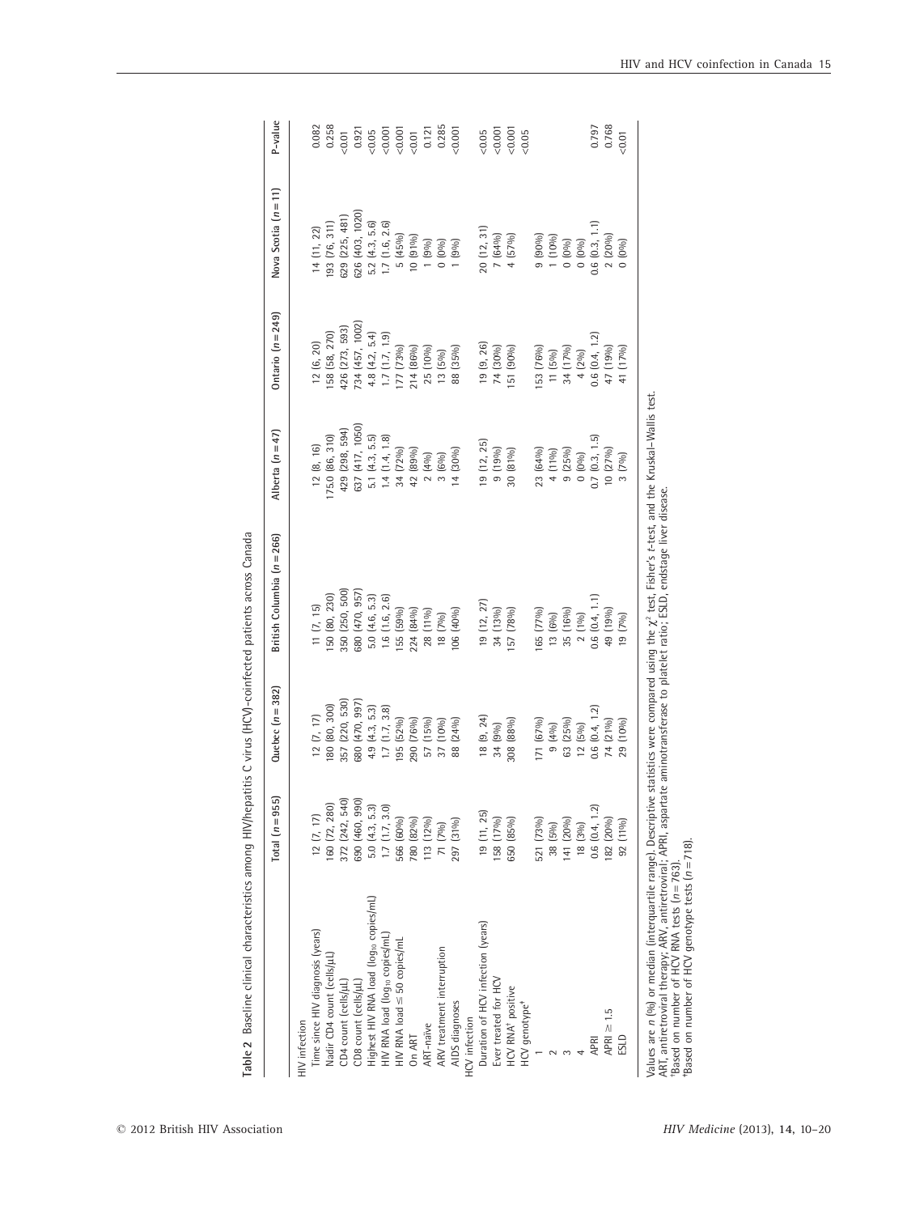**Table 2** Baseline clinical characteristics among HIV/hepatitis C virus (HCV)-coinfected patients across Canada

| | Total (n = 955) | Quebec (n = 382) | British Columbia (n = 266) | Alberta (n = 47) | Ontario (n = 249) | Nova Scotia (n = 11) | P-value |
|---|---|---|---|---|---|---|---|
| HIV infection | | | | | | | |
| Time since HIV diagnosis (years) | 12 (7, 17) | 12 (7, 17) | 11 (7, 15) | 12 (8, 16) | 12 (6, 20) | 14 (11, 22) | 0.082 |
| Nadir CD4 count (cells/μL) | 160 (72, 280) | 180 (80, 300) | 150 (80, 230) | 175.0 (86, 310) | 158 (58, 270) | 193 (76, 311) | 0.258 |
| CD4 count (cells/μL) | 372 (242, 540) | 357 (220, 530) | 350 (250, 500) | 429 (298, 594) | 426 (273, 593) | 629 (225, 481) | <0.01 |
| CD8 count (cells/μL) | 690 (460, 990) | 680 (470, 997) | 680 (470, 957) | 637 (417, 1050) | 734 (457, 1002) | 626 (403, 1020) | 0.921 |
| Highest HIV RNA load ($\log_{10}$ copies/mL) | 5.0 (4.3, 5.3) | 4.9 (4.3, 5.3) | 5.0 (4.6, 5.3) | 5.1 (4.3, 5.5) | 4.8 (4.2, 5.4) | 5.2 (4.3, 5.6) | <0.05 |
| HIV RNA load ($\log_{10}$ copies/mL) | 1.7 (1.7, 3.0) | 1.7 (1.7, 3.8) | 1.6 (1.6, 2.6) | 1.4 (1.4, 1.8) | 1.7 (1.7, 1.9) | 1.7 (1.6, 2.6) | <0.001 |
| HIV RNA load ≤ 50 copies/mL | 566 (60%) | 195 (52%) | 155 (59%) | 34 (72%) | 177 (73%) | 5 (45%) | <0.001 |
| On ART | 780 (82%) | 290 (76%) | 224 (84%) | 42 (89%) | 214 (86%) | 10 (91%) | <0.01 |
| ART-naïve | 113 (12%) | 57 (15%) | 28 (11%) | 2 (4%) | 25 (10%) | 1 (9%) | 0.121 |
| ARV treatment interruption | 71 (7%) | 37 (10%) | 18 (7%) | 3 (6%) | 13 (5%) | 0 (0%) | 0.285 |
| AIDS diagnoses | 297 (31%) | 88 (24%) | 106 (40%) | 14 (30%) | 88 (35%) | 1 (9%) | <0.001 |
| HCV infection | | | | | | | |
| Duration of HCV infection (years) | 19 (11, 25) | 18 (9, 24) | 19 (12, 27) | 19 (12, 25) | 19 (9, 26) | 20 (12, 31) | <0.05 |
| Ever treated for HCV | 158 (17%) | 34 (9%) | 34 (13%) | 9 (19%) | 74 (30%) | 7 (64%) | <0.001 |
| HCV RNA[†] positive | 650 (85%) | 308 (88%) | 157 (78%) | 30 (81%) | 151 (90%) | 4 (57%) | <0.001 |
| HCV genotype[‡] | | | | | | | <0.05 |
| 1 | 521 (73%) | 171 (67%) | 165 (77%) | 23 (64%) | 153 (76%) | 9 (90%) | |
| 2 | 38 (5%) | 9 (4%) | 13 (6%) | 4 (11%) | 11 (5%) | 1 (10%) | |
| 3 | 141 (20%) | 63 (25%) | 35 (16%) | 9 (25%) | 34 (17%) | 0 (0%) | |
| 4 | 18 (3%) | 12 (5%) | 2 (1%) | 0 (0%) | 4 (2%) | 0 (0%) | |
| APRI | 0.6 (0.4, 1.2) | 0.6 (0.4, 1.2) | 0.6 (0.4, 1.1) | 0.7 (0.3, 1.5) | 0.6 (0.4, 1.2) | 0.6 (0.3, 1.1) | 0.797 |
| APRI ≥ 1.5 | 182 (20%) | 74 (21%) | 49 (19%) | 10 (27%) | 47 (19%) | 2 (20%) | 0.768 |
| ESLD | 92 (11%) | 29 (10%) | 19 (7%) | 3 (7%) | 41 (17%) | 0 (0%) | <0.01 |

Values are n (%) or median (interquartile range). Descriptive statistics were compared using the $\chi^2$ test, Fisher's t-test, and the Kruskal–Wallis test.
ART, antiretroviral therapy; ARV, antiretroviral; APRI, aspartate aminotransferase to platelet ratio; ESLD, endstage liver disease.
[†]Based on number of HCV RNA tests (n = 763).
[‡]Based on number of HCV genotype tests (n = 718).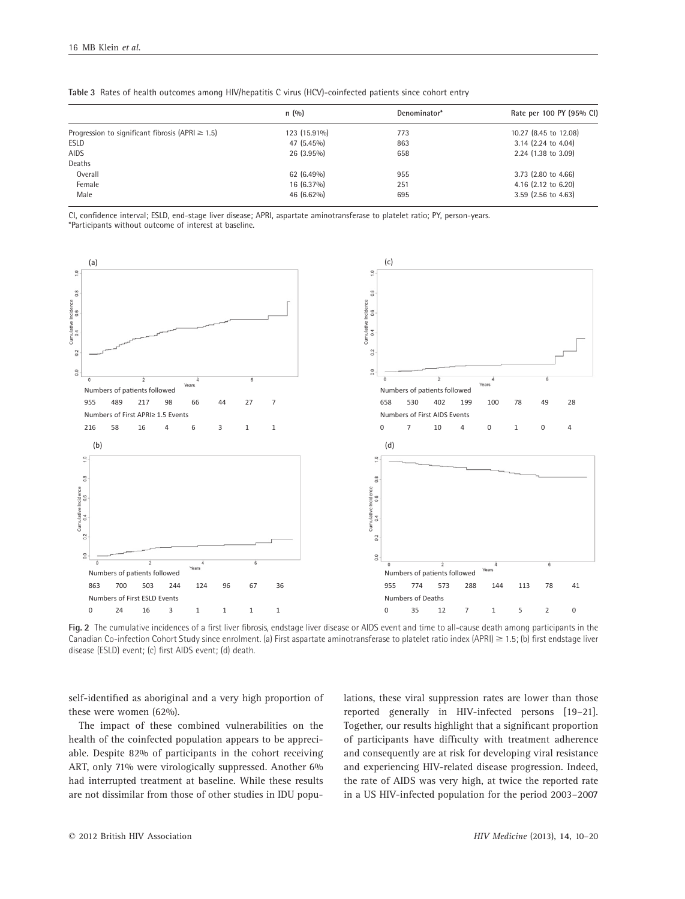**Table 3** Rates of health outcomes among HIV/hepatitis C virus (HCV)-coinfected patients since cohort entry

| | n (%) | Denominator* | Rate per 100 PY (95% CI) |
|---|---|---|---|
| Progression to significant fibrosis (APRI ≥ 1.5) | 123 (15.91%) | 773 | 10.27 (8.45 to 12.08) |
| ESLD | 47 (5.45%) | 863 | 3.14 (2.24 to 4.04) |
| AIDS | 26 (3.95%) | 658 | 2.24 (1.38 to 3.09) |
| Deaths | | | |
| Overall | 62 (6.49%) | 955 | 3.73 (2.80 to 4.66) |
| Female | 16 (6.37%) | 251 | 4.16 (2.12 to 6.20) |
| Male | 46 (6.62%) | 695 | 3.59 (2.56 to 4.63) |

CI, confidence interval; ESLD, end-stage liver disease; APRI, aspartate aminotransferase to platelet ratio; PY, person-years.
*Participants without outcome of interest at baseline.

(a)

| Years | 0 | 1 | 2 | 3 | 4 | 5 | 6 | 7 |
|---|---|---|---|---|---|---|---|---|
| Numbers of patients followed | 955 | 489 | 217 | 98 | 66 | 44 | 27 | 7 |
| Numbers of First APRI≥ 1.5 Events | 216 | 58 | 16 | 4 | 6 | 3 | 1 | 1 |

(b)

| Years | 0 | 1 | 2 | 3 | 4 | 5 | 6 | 7 |
|---|---|---|---|---|---|---|---|---|
| Numbers of patients followed | 863 | 700 | 503 | 244 | 124 | 96 | 67 | 36 |
| Numbers of First ESLD Events | 0 | 24 | 16 | 3 | 1 | 1 | 1 | 1 |

(c)

| Years | 0 | 1 | 2 | 3 | 4 | 5 | 6 | 7 |
|---|---|---|---|---|---|---|---|---|
| Numbers of patients followed | 658 | 530 | 402 | 199 | 100 | 78 | 49 | 28 |
| Numbers of First AIDS Events | 0 | 7 | 10 | 4 | 0 | 1 | 0 | 4 |

(d)

| Years | 0 | 1 | 2 | 3 | 4 | 5 | 6 | 7 |
|---|---|---|---|---|---|---|---|---|
| Numbers of patients followed | 955 | 774 | 573 | 288 | 144 | 113 | 78 | 41 |
| Numbers of Deaths | 0 | 35 | 12 | 7 | 1 | 5 | 2 | 0 |

**Fig. 2** The cumulative incidences of a first liver fibrosis, endstage liver disease or AIDS event and time to all-cause death among participants in the Canadian Co-infection Cohort Study since enrolment. (a) First aspartate aminotransferase to platelet ratio index (APRI) ≥ 1.5; (b) first endstage liver disease (ESLD) event; (c) first AIDS event; (d) death.

self-identified as aboriginal and a very high proportion of these were women (62%).

The impact of these combined vulnerabilities on the health of the coinfected population appears to be appreciable. Despite 82% of participants in the cohort receiving ART, only 71% were virologically suppressed. Another 6% had interrupted treatment at baseline. While these results are not dissimilar from those of other studies in IDU populations, these viral suppression rates are lower than those reported generally in HIV-infected persons [19–21]. Together, our results highlight that a significant proportion of participants have difficulty with treatment adherence and consequently are at risk for developing viral resistance and experiencing HIV-related disease progression. Indeed, the rate of AIDS was very high, at twice the reported rate in a US HIV-infected population for the period 2003–2007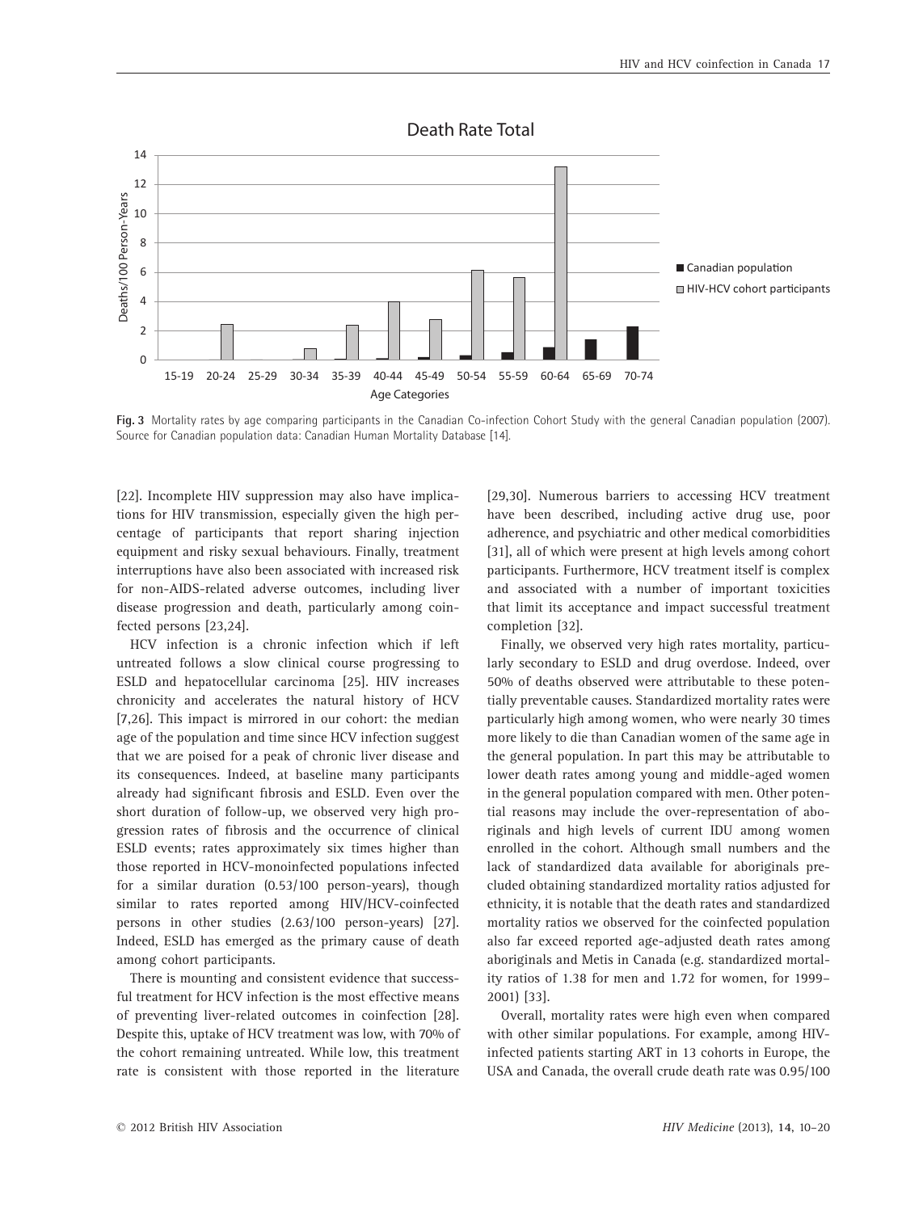**Fig. 3** Mortality rates by age comparing participants in the Canadian Co-infection Cohort Study with the general Canadian population (2007). Source for Canadian population data: Canadian Human Mortality Database [14].

[22]. Incomplete HIV suppression may also have implications for HIV transmission, especially given the high percentage of participants that report sharing injection equipment and risky sexual behaviours. Finally, treatment interruptions have also been associated with increased risk for non-AIDS-related adverse outcomes, including liver disease progression and death, particularly among coinfected persons [23,24].

HCV infection is a chronic infection which if left untreated follows a slow clinical course progressing to ESLD and hepatocellular carcinoma [25]. HIV increases chronicity and accelerates the natural history of HCV [7,26]. This impact is mirrored in our cohort: the median age of the population and time since HCV infection suggest that we are poised for a peak of chronic liver disease and its consequences. Indeed, at baseline many participants already had significant fibrosis and ESLD. Even over the short duration of follow-up, we observed very high progression rates of fibrosis and the occurrence of clinical ESLD events; rates approximately six times higher than those reported in HCV-monoinfected populations infected for a similar duration (0.53/100 person-years), though similar to rates reported among HIV/HCV-coinfected persons in other studies (2.63/100 person-years) [27]. Indeed, ESLD has emerged as the primary cause of death among cohort participants.

There is mounting and consistent evidence that successful treatment for HCV infection is the most effective means of preventing liver-related outcomes in coinfection [28]. Despite this, uptake of HCV treatment was low, with 70% of the cohort remaining untreated. While low, this treatment rate is consistent with those reported in the literature [29,30]. Numerous barriers to accessing HCV treatment have been described, including active drug use, poor adherence, and psychiatric and other medical comorbidities [31], all of which were present at high levels among cohort participants. Furthermore, HCV treatment itself is complex and associated with a number of important toxicities that limit its acceptance and impact successful treatment completion [32].

Finally, we observed very high rates mortality, particularly secondary to ESLD and drug overdose. Indeed, over 50% of deaths observed were attributable to these potentially preventable causes. Standardized mortality rates were particularly high among women, who were nearly 30 times more likely to die than Canadian women of the same age in the general population. In part this may be attributable to lower death rates among young and middle-aged women in the general population compared with men. Other potential reasons may include the over-representation of aboriginals and high levels of current IDU among women enrolled in the cohort. Although small numbers and the lack of standardized data available for aboriginals precluded obtaining standardized mortality ratios adjusted for ethnicity, it is notable that the death rates and standardized mortality ratios we observed for the coinfected population also far exceed reported age-adjusted death rates among aboriginals and Metis in Canada (e.g. standardized mortality ratios of 1.38 for men and 1.72 for women, for 1999–2001) [33].

Overall, mortality rates were high even when compared with other similar populations. For example, among HIV-infected patients starting ART in 13 cohorts in Europe, the USA and Canada, the overall crude death rate was 0.95/100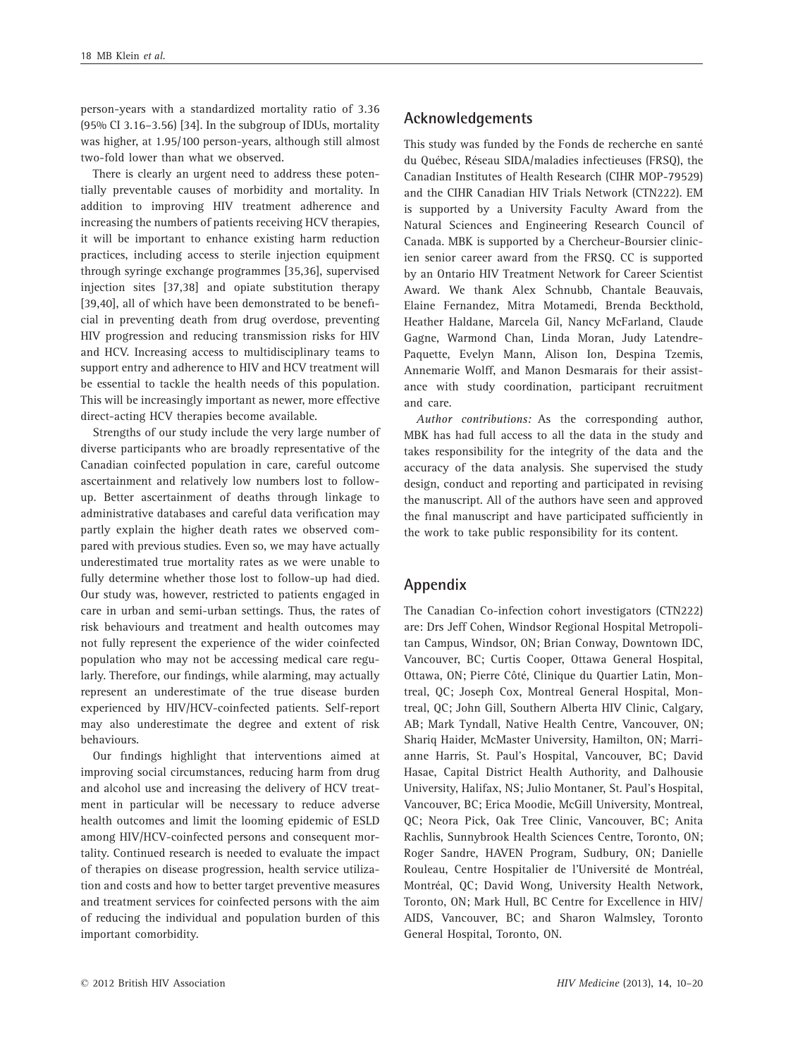person-years with a standardized mortality ratio of 3.36 (95% CI 3.16–3.56) [34]. In the subgroup of IDUs, mortality was higher, at 1.95/100 person-years, although still almost two-fold lower than what we observed.

There is clearly an urgent need to address these potentially preventable causes of morbidity and mortality. In addition to improving HIV treatment adherence and increasing the numbers of patients receiving HCV therapies, it will be important to enhance existing harm reduction practices, including access to sterile injection equipment through syringe exchange programmes [35,36], supervised injection sites [37,38] and opiate substitution therapy [39,40], all of which have been demonstrated to be beneficial in preventing death from drug overdose, preventing HIV progression and reducing transmission risks for HIV and HCV. Increasing access to multidisciplinary teams to support entry and adherence to HIV and HCV treatment will be essential to tackle the health needs of this population. This will be increasingly important as newer, more effective direct-acting HCV therapies become available.

Strengths of our study include the very large number of diverse participants who are broadly representative of the Canadian coinfected population in care, careful outcome ascertainment and relatively low numbers lost to follow-up. Better ascertainment of deaths through linkage to administrative databases and careful data verification may partly explain the higher death rates we observed compared with previous studies. Even so, we may have actually underestimated true mortality rates as we were unable to fully determine whether those lost to follow-up had died. Our study was, however, restricted to patients engaged in care in urban and semi-urban settings. Thus, the rates of risk behaviours and treatment and health outcomes may not fully represent the experience of the wider coinfected population who may not be accessing medical care regularly. Therefore, our findings, while alarming, may actually represent an underestimate of the true disease burden experienced by HIV/HCV-coinfected patients. Self-report may also underestimate the degree and extent of risk behaviours.

Our findings highlight that interventions aimed at improving social circumstances, reducing harm from drug and alcohol use and increasing the delivery of HCV treatment in particular will be necessary to reduce adverse health outcomes and limit the looming epidemic of ESLD among HIV/HCV-coinfected persons and consequent mortality. Continued research is needed to evaluate the impact of therapies on disease progression, health service utilization and costs and how to better target preventive measures and treatment services for coinfected persons with the aim of reducing the individual and population burden of this important comorbidity.

## Acknowledgements

This study was funded by the Fonds de recherche en santé du Québec, Réseau SIDA/maladies infectieuses (FRSQ), the Canadian Institutes of Health Research (CIHR MOP-79529) and the CIHR Canadian HIV Trials Network (CTN222). EM is supported by a University Faculty Award from the Natural Sciences and Engineering Research Council of Canada. MBK is supported by a Chercheur-Boursier clinicien senior career award from the FRSQ. CC is supported by an Ontario HIV Treatment Network for Career Scientist Award. We thank Alex Schnubb, Chantale Beauvais, Elaine Fernandez, Mitra Motamedi, Brenda Beckthold, Heather Haldane, Marcela Gil, Nancy McFarland, Claude Gagne, Warmond Chan, Linda Moran, Judy Latendre-Paquette, Evelyn Mann, Alison Ion, Despina Tzemis, Annemarie Wolff, and Manon Desmarais for their assistance with study coordination, participant recruitment and care.

*Author contributions:* As the corresponding author, MBK has had full access to all the data in the study and takes responsibility for the integrity of the data and the accuracy of the data analysis. She supervised the study design, conduct and reporting and participated in revising the manuscript. All of the authors have seen and approved the final manuscript and have participated sufficiently in the work to take public responsibility for its content.

## Appendix

The Canadian Co-infection cohort investigators (CTN222) are: Drs Jeff Cohen, Windsor Regional Hospital Metropolitan Campus, Windsor, ON; Brian Conway, Downtown IDC, Vancouver, BC; Curtis Cooper, Ottawa General Hospital, Ottawa, ON; Pierre Côté, Clinique du Quartier Latin, Montreal, QC; Joseph Cox, Montreal General Hospital, Montreal, QC; John Gill, Southern Alberta HIV Clinic, Calgary, AB; Mark Tyndall, Native Health Centre, Vancouver, ON; Shariq Haider, McMaster University, Hamilton, ON; Marrianne Harris, St. Paul's Hospital, Vancouver, BC; David Hasae, Capital District Health Authority, and Dalhousie University, Halifax, NS; Julio Montaner, St. Paul's Hospital, Vancouver, BC; Erica Moodie, McGill University, Montreal, QC; Neora Pick, Oak Tree Clinic, Vancouver, BC; Anita Rachlis, Sunnybrook Health Sciences Centre, Toronto, ON; Roger Sandre, HAVEN Program, Sudbury, ON; Danielle Rouleau, Centre Hospitalier de l'Université de Montréal, Montréal, QC; David Wong, University Health Network, Toronto, ON; Mark Hull, BC Centre for Excellence in HIV/AIDS, Vancouver, BC; and Sharon Walmsley, Toronto General Hospital, Toronto, ON.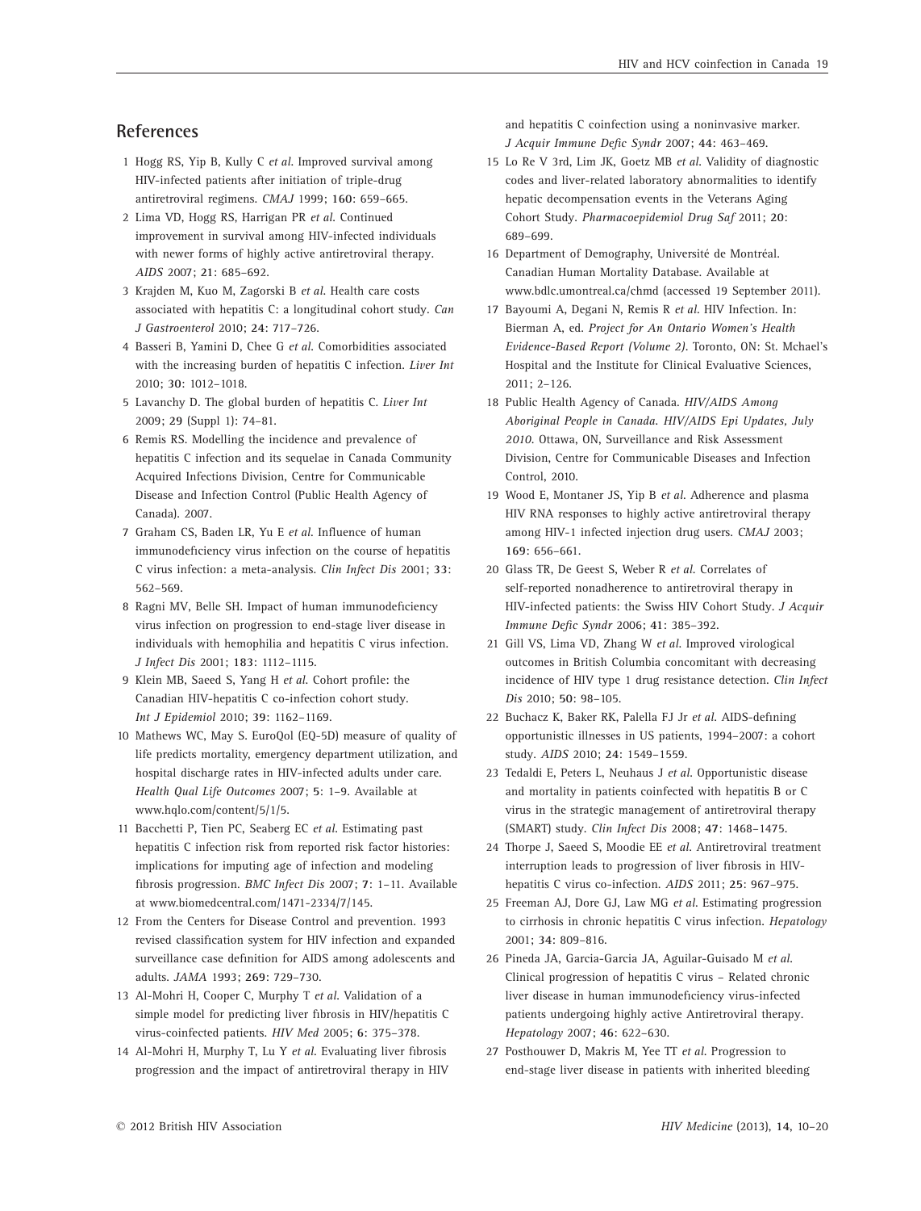## References

1. Hogg RS, Yip B, Kully C *et al*. Improved survival among HIV-infected patients after initiation of triple-drug antiretroviral regimens. *CMAJ* 1999; **160**: 659–665.
2. Lima VD, Hogg RS, Harrigan PR *et al*. Continued improvement in survival among HIV-infected individuals with newer forms of highly active antiretroviral therapy. *AIDS* 2007; **21**: 685–692.
3. Krajden M, Kuo M, Zagorski B *et al*. Health care costs associated with hepatitis C: a longitudinal cohort study. *Can J Gastroenterol* 2010; **24**: 717–726.
4. Basseri B, Yamini D, Chee G *et al*. Comorbidities associated with the increasing burden of hepatitis C infection. *Liver Int* 2010; **30**: 1012–1018.
5. Lavanchy D. The global burden of hepatitis C. *Liver Int* 2009; **29** (Suppl 1): 74–81.
6. Remis RS. Modelling the incidence and prevalence of hepatitis C infection and its sequelae in Canada Community Acquired Infections Division, Centre for Communicable Disease and Infection Control (Public Health Agency of Canada). 2007.
7. Graham CS, Baden LR, Yu E *et al*. Influence of human immunodeficiency virus infection on the course of hepatitis C virus infection: a meta-analysis. *Clin Infect Dis* 2001; **33**: 562–569.
8. Ragni MV, Belle SH. Impact of human immunodeficiency virus infection on progression to end-stage liver disease in individuals with hemophilia and hepatitis C virus infection. *J Infect Dis* 2001; **183**: 1112–1115.
9. Klein MB, Saeed S, Yang H *et al*. Cohort profile: the Canadian HIV-hepatitis C co-infection cohort study. *Int J Epidemiol* 2010; **39**: 1162–1169.
10. Mathews WC, May S. EuroQol (EQ-5D) measure of quality of life predicts mortality, emergency department utilization, and hospital discharge rates in HIV-infected adults under care. *Health Qual Life Outcomes* 2007; **5**: 1–9. Available at www.hqlo.com/content/5/1/5.
11. Bacchetti P, Tien PC, Seaberg EC *et al*. Estimating past hepatitis C infection risk from reported risk factor histories: implications for imputing age of infection and modeling fibrosis progression. *BMC Infect Dis* 2007; **7**: 1–11. Available at www.biomedcentral.com/1471-2334/7/145.
12. From the Centers for Disease Control and prevention. 1993 revised classification system for HIV infection and expanded surveillance case definition for AIDS among adolescents and adults. *JAMA* 1993; **269**: 729–730.
13. Al-Mohri H, Cooper C, Murphy T *et al*. Validation of a simple model for predicting liver fibrosis in HIV/hepatitis C virus-coinfected patients. *HIV Med* 2005; **6**: 375–378.
14. Al-Mohri H, Murphy T, Lu Y *et al*. Evaluating liver fibrosis progression and the impact of antiretroviral therapy in HIV and hepatitis C coinfection using a noninvasive marker. *J Acquir Immune Defic Syndr* 2007; **44**: 463–469.
15. Lo Re V 3rd, Lim JK, Goetz MB *et al*. Validity of diagnostic codes and liver-related laboratory abnormalities to identify hepatic decompensation events in the Veterans Aging Cohort Study. *Pharmacoepidemiol Drug Saf* 2011; **20**: 689–699.
16. Department of Demography, Université de Montréal. Canadian Human Mortality Database. Available at www.bdlc.umontreal.ca/chmd (accessed 19 September 2011).
17. Bayoumi A, Degani N, Remis R *et al*. HIV Infection. In: Bierman A, ed. *Project for An Ontario Women's Health Evidence-Based Report (Volume 2)*. Toronto, ON: St. Mchael's Hospital and the Institute for Clinical Evaluative Sciences, 2011; 2–126.
18. Public Health Agency of Canada. *HIV/AIDS Among Aboriginal People in Canada. HIV/AIDS Epi Updates, July 2010*. Ottawa, ON, Surveillance and Risk Assessment Division, Centre for Communicable Diseases and Infection Control, 2010.
19. Wood E, Montaner JS, Yip B *et al*. Adherence and plasma HIV RNA responses to highly active antiretroviral therapy among HIV-1 infected injection drug users. *CMAJ* 2003; **169**: 656–661.
20. Glass TR, De Geest S, Weber R *et al*. Correlates of self-reported nonadherence to antiretroviral therapy in HIV-infected patients: the Swiss HIV Cohort Study. *J Acquir Immune Defic Syndr* 2006; **41**: 385–392.
21. Gill VS, Lima VD, Zhang W *et al*. Improved virological outcomes in British Columbia concomitant with decreasing incidence of HIV type 1 drug resistance detection. *Clin Infect Dis* 2010; **50**: 98–105.
22. Buchacz K, Baker RK, Palella FJ Jr *et al*. AIDS-defining opportunistic illnesses in US patients, 1994–2007: a cohort study. *AIDS* 2010; **24**: 1549–1559.
23. Tedaldi E, Peters L, Neuhaus J *et al*. Opportunistic disease and mortality in patients coinfected with hepatitis B or C virus in the strategic management of antiretroviral therapy (SMART) study. *Clin Infect Dis* 2008; **47**: 1468–1475.
24. Thorpe J, Saeed S, Moodie EE *et al*. Antiretroviral treatment interruption leads to progression of liver fibrosis in HIV-hepatitis C virus co-infection. *AIDS* 2011; **25**: 967–975.
25. Freeman AJ, Dore GJ, Law MG *et al*. Estimating progression to cirrhosis in chronic hepatitis C virus infection. *Hepatology* 2001; **34**: 809–816.
26. Pineda JA, Garcia-Garcia JA, Aguilar-Guisado M *et al*. Clinical progression of hepatitis C virus – Related chronic liver disease in human immunodeficiency virus-infected patients undergoing highly active Antiretroviral therapy. *Hepatology* 2007; **46**: 622–630.
27. Posthouwer D, Makris M, Yee TT *et al*. Progression to end-stage liver disease in patients with inherited bleeding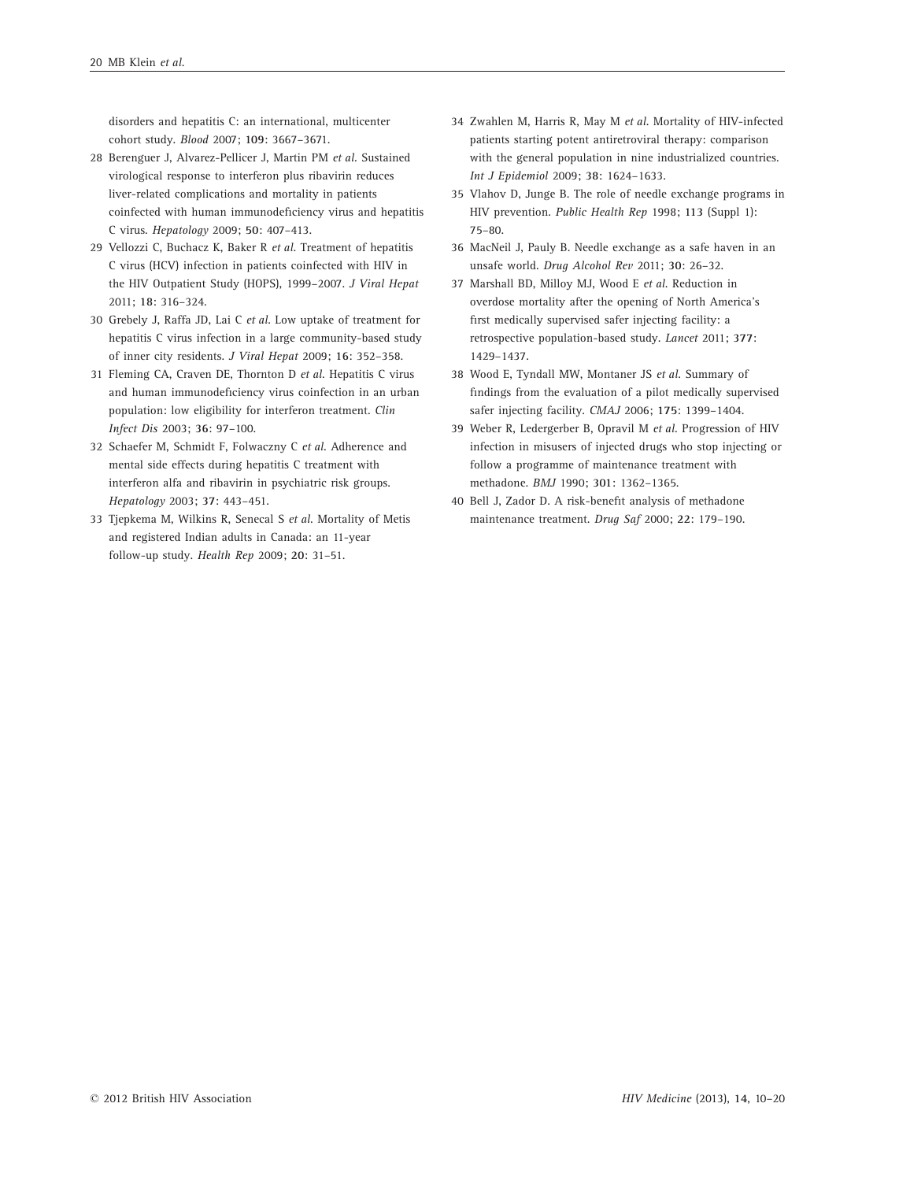disorders and hepatitis C: an international, multicenter cohort study. *Blood* 2007; **109**: 3667–3671.

28 Berenguer J, Alvarez-Pellicer J, Martin PM *et al.* Sustained virological response to interferon plus ribavirin reduces liver-related complications and mortality in patients coinfected with human immunodeficiency virus and hepatitis C virus. *Hepatology* 2009; **50**: 407–413.

29 Vellozzi C, Buchacz K, Baker R *et al.* Treatment of hepatitis C virus (HCV) infection in patients coinfected with HIV in the HIV Outpatient Study (HOPS), 1999–2007. *J Viral Hepat* 2011; **18**: 316–324.

30 Grebely J, Raffa JD, Lai C *et al.* Low uptake of treatment for hepatitis C virus infection in a large community-based study of inner city residents. *J Viral Hepat* 2009; **16**: 352–358.

31 Fleming CA, Craven DE, Thornton D *et al.* Hepatitis C virus and human immunodeficiency virus coinfection in an urban population: low eligibility for interferon treatment. *Clin Infect Dis* 2003; **36**: 97–100.

32 Schaefer M, Schmidt F, Folwaczny C *et al.* Adherence and mental side effects during hepatitis C treatment with interferon alfa and ribavirin in psychiatric risk groups. *Hepatology* 2003; **37**: 443–451.

33 Tjepkema M, Wilkins R, Senecal S *et al.* Mortality of Metis and registered Indian adults in Canada: an 11-year follow-up study. *Health Rep* 2009; **20**: 31–51.

34 Zwahlen M, Harris R, May M *et al.* Mortality of HIV-infected patients starting potent antiretroviral therapy: comparison with the general population in nine industrialized countries. *Int J Epidemiol* 2009; **38**: 1624–1633.

35 Vlahov D, Junge B. The role of needle exchange programs in HIV prevention. *Public Health Rep* 1998; **113** (Suppl 1): 75–80.

36 MacNeil J, Pauly B. Needle exchange as a safe haven in an unsafe world. *Drug Alcohol Rev* 2011; **30**: 26–32.

37 Marshall BD, Milloy MJ, Wood E *et al.* Reduction in overdose mortality after the opening of North America's first medically supervised safer injecting facility: a retrospective population-based study. *Lancet* 2011; **377**: 1429–1437.

38 Wood E, Tyndall MW, Montaner JS *et al.* Summary of findings from the evaluation of a pilot medically supervised safer injecting facility. *CMAJ* 2006; **175**: 1399–1404.

39 Weber R, Ledergerber B, Opravil M *et al.* Progression of HIV infection in misusers of injected drugs who stop injecting or follow a programme of maintenance treatment with methadone. *BMJ* 1990; **301**: 1362–1365.

40 Bell J, Zador D. A risk-benefit analysis of methadone maintenance treatment. *Drug Saf* 2000; **22**: 179–190.